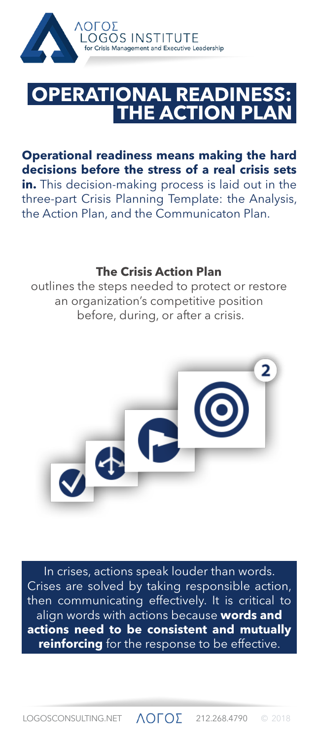ΛΟΓΟΣ
LOGOS INSTITUTE
for Crisis Management and Executive Leadership

# OPERATIONAL READINESS: THE ACTION PLAN

**Operational readiness means making the hard decisions before the stress of a real crisis sets in.** This decision-making process is laid out in the three-part Crisis Planning Template: the Analysis, the Action Plan, and the Communicaton Plan.

**The Crisis Action Plan**
outlines the steps needed to protect or restore an organization's competitive position before, during, or after a crisis.

In crises, actions speak louder than words. Crises are solved by taking responsible action, then communicating effectively. It is critical to align words with actions because **words and actions need to be consistent and mutually reinforcing** for the response to be effective.

LOGOSCONSULTING.NET ΛΟΓΟΣ 212.268.4790 © 2018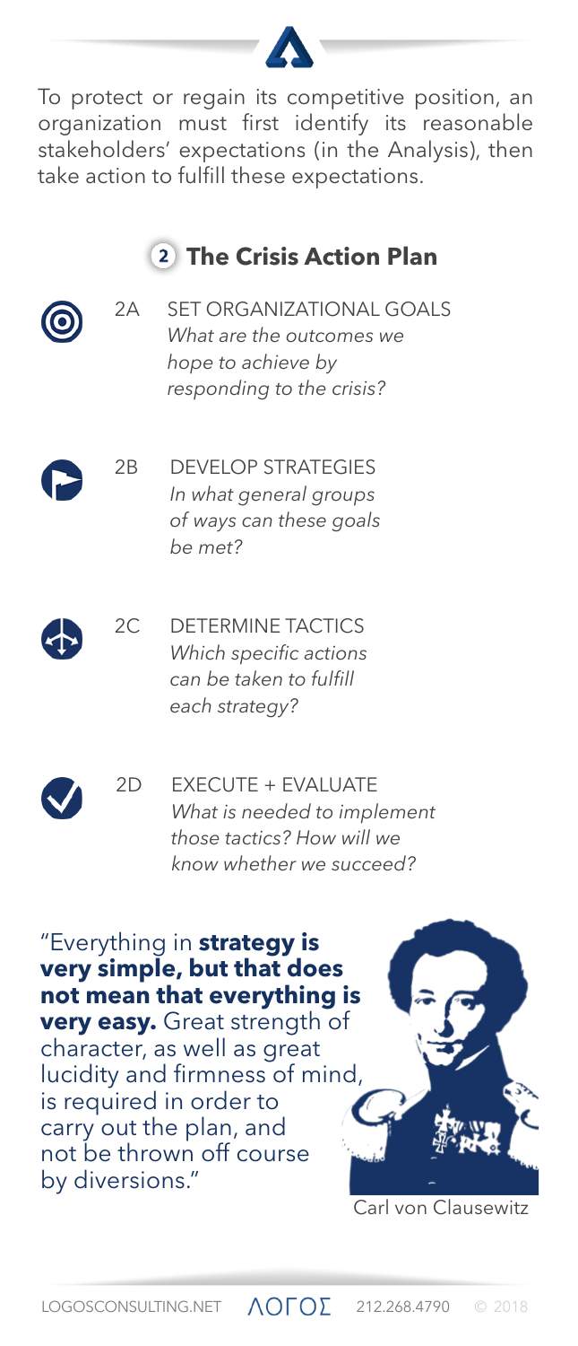To protect or regain its competitive position, an organization must first identify its reasonable stakeholders' expectations (in the Analysis), then take action to fulfill these expectations.

## 2 The Crisis Action Plan

**2A SET ORGANIZATIONAL GOALS**
*What are the outcomes we hope to achieve by responding to the crisis?*

**2B DEVELOP STRATEGIES**
*In what general groups of ways can these goals be met?*

**2C DETERMINE TACTICS**
*Which specific actions can be taken to fulfill each strategy?*

**2D EXECUTE + EVALUATE**
*What is needed to implement those tactics? How will we know whether we succeed?*

"Everything in **strategy is very simple, but that does not mean that everything is very easy.** Great strength of character, as well as great lucidity and firmness of mind, is required in order to carry out the plan, and not be thrown off course by diversions."

Carl von Clausewitz

LOGOSCONSULTING.NET ΛΟΓΟΣ 212.268.4790 © 2018